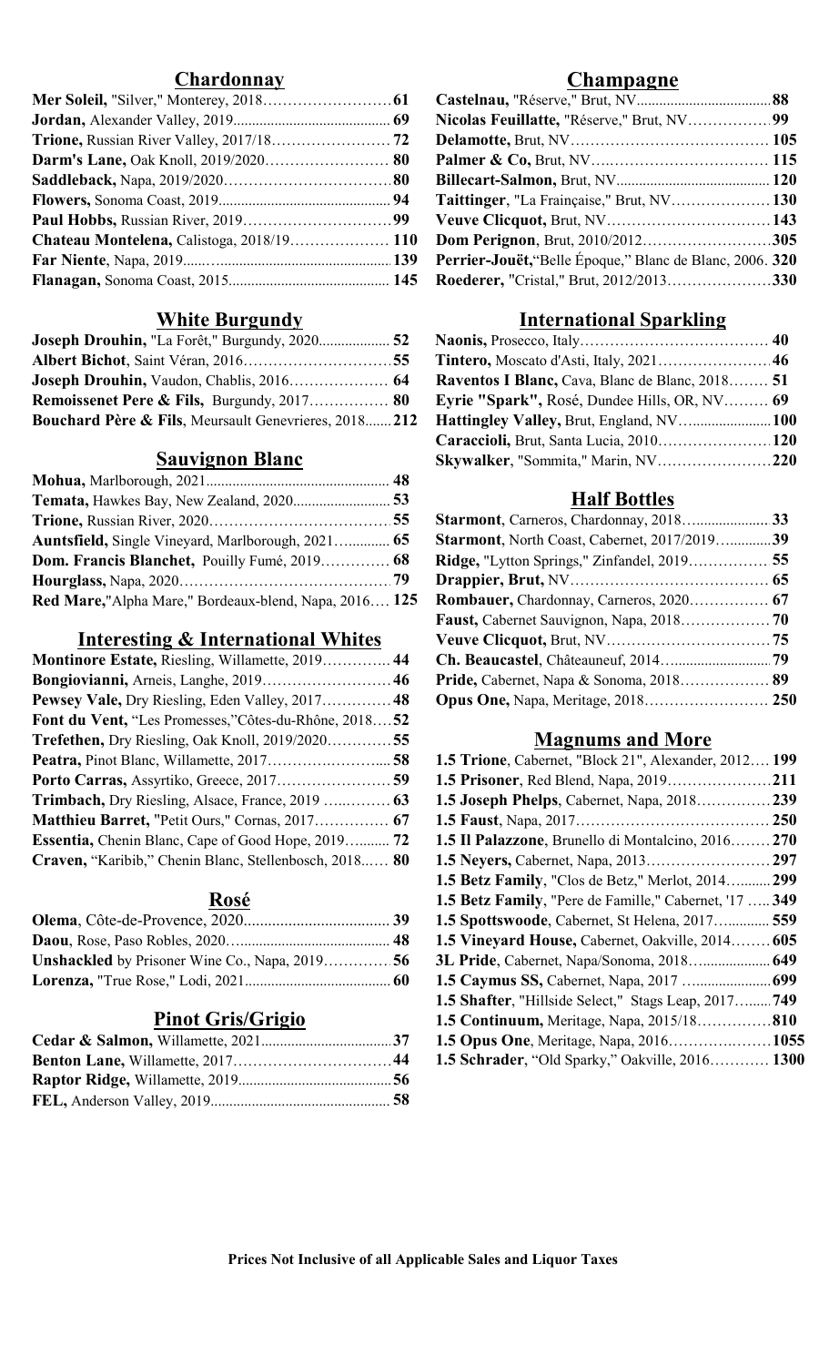## Chardonnay

**Mer Soleil,** "Silver," Monterey, 2018……………………**61**
**Jordan,** Alexander Valley, 2019……………………**69**
**Trione,** Russian River Valley, 2017/18……………………**72**
**Darm's Lane,** Oak Knoll, 2019/2020……………………**80**
**Saddleback,** Napa, 2019/2020……………………**80**
**Flowers,** Sonoma Coast, 2019……………………**94**
**Paul Hobbs,** Russian River, 2019……………………**99**
**Chateau Montelena,** Calistoga, 2018/19……………………**110**
**Far Niente**, Napa, 2019……………………**139**
**Flanagan,** Sonoma Coast, 2015……………………**145**

## White Burgundy

**Joseph Drouhin,** "La Forêt," Burgundy, 2020……………………**52**
**Albert Bichot**, Saint Véran, 2016……………………**55**
**Joseph Drouhin,** Vaudon, Chablis, 2016……………………**64**
**Remoissenet Pere & Fils,** Burgundy, 2017……………………**80**
**Bouchard Père & Fils**, Meursault Genevrieres, 2018……**212**

## Sauvignon Blanc

**Mohua,** Marlborough, 2021……………………**48**
**Temata,** Hawkes Bay, New Zealand, 2020……………………**53**
**Trione,** Russian River, 2020……………………**55**
**Auntsfield,** Single Vineyard, Marlborough, 2021……………………**65**
**Dom. Francis Blanchet,** Pouilly Fumé, 2019……………………**68**
**Hourglass,** Napa, 2020……………………**79**
**Red Mare,**"Alpha Mare," Bordeaux-blend, Napa, 2016……**125**

## Interesting & International Whites

**Montinore Estate,** Riesling, Willamette, 2019……………………**44**
**Bongiovianni,** Arneis, Langhe, 2019……………………**46**
**Pewsey Vale,** Dry Riesling, Eden Valley, 2017……………………**48**
**Font du Vent,** "Les Promesses,"Côtes-du-Rhône, 2018……**52**
**Trefethen,** Dry Riesling, Oak Knoll, 2019/2020……………………**55**
**Peatra,** Pinot Blanc, Willamette, 2017……………………**58**
**Porto Carras,** Assyrtiko, Greece, 2017……………………**59**
**Trimbach,** Dry Riesling, Alsace, France, 2019……………………**63**
**Matthieu Barret,** "Petit Ours," Cornas, 2017……………………**67**
**Essentia,** Chenin Blanc, Cape of Good Hope, 2019……………………**72**
**Craven,** "Karibib," Chenin Blanc, Stellenbosch, 2018……**80**

## Rosé

**Olema**, Côte-de-Provence, 2020……………………**39**
**Daou**, Rose, Paso Robles, 2020……………………**48**
**Unshackled** by Prisoner Wine Co., Napa, 2019……………………**56**
**Lorenza,** "True Rose," Lodi, 2021……………………**60**

## Pinot Gris/Grigio

**Cedar & Salmon,** Willamette, 2021……………………**37**
**Benton Lane,** Willamette, 2017……………………**44**
**Raptor Ridge,** Willamette, 2019……………………**56**
**FEL,** Anderson Valley, 2019……………………**58**

## Champagne

**Castelnau,** "Réserve," Brut, NV……………………**88**
**Nicolas Feuillatte,** "Réserve," Brut, NV……………………**99**
**Delamotte,** Brut, NV……………………**105**
**Palmer & Co,** Brut, NV……………………**115**
**Billecart-Salmon,** Brut, NV……………………**120**
**Taittinger**, "La Fraiçaise," Brut, NV……………………**130**
**Veuve Clicquot,** Brut, NV……………………**143**
**Dom Perignon**, Brut, 2010/2012……………………**305**
**Perrier-Jouët,**"Belle Époque," Blanc de Blanc, 2006. **320**
**Roederer,** "Cristal," Brut, 2012/2013……………………**330**

## International Sparkling

**Naonis,** Prosecco, Italy……………………**40**
**Tintero,** Moscato d'Asti, Italy, 2021……………………**46**
**Raventos I Blanc,** Cava, Blanc de Blanc, 2018……………………**51**
**Eyrie "Spark",** Rosé, Dundee Hills, OR, NV……………………**69**
**Hattingley Valley,** Brut, England, NV……………………**100**
**Caraccioli,** Brut, Santa Lucia, 2010……………………**120**
**Skywalker**, "Sommita," Marin, NV……………………**220**

## Half Bottles

**Starmont**, Carneros, Chardonnay, 2018……………………**33**
**Starmont**, North Coast, Cabernet, 2017/2019……………………**39**
**Ridge,** "Lytton Springs," Zinfandel, 2019……………………**55**
**Drappier, Brut,** NV……………………**65**
**Rombauer,** Chardonnay, Carneros, 2020……………………**67**
**Faust,** Cabernet Sauvignon, Napa, 2018……………………**70**
**Veuve Clicquot,** Brut, NV……………………**75**
**Ch. Beaucastel**, Châteauneuf, 2014……………………**79**
**Pride,** Cabernet, Napa & Sonoma, 2018……………………**89**
**Opus One,** Napa, Meritage, 2018……………………**250**

## Magnums and More

**1.5 Trione**, Cabernet, "Block 21", Alexander, 2012……**199**
**1.5 Prisoner**, Red Blend, Napa, 2019……………………**211**
**1.5 Joseph Phelps**, Cabernet, Napa, 2018……………………**239**
**1.5 Faust**, Napa, 2017……………………**250**
**1.5 Il Palazzone**, Brunello di Montalcino, 2016……………………**270**
**1.5 Neyers,** Cabernet, Napa, 2013……………………**297**
**1.5 Betz Family**, "Clos de Betz," Merlot, 2014……………………**299**
**1.5 Betz Family**, "Pere de Famille," Cabernet, '17……**349**
**1.5 Spottswoode**, Cabernet, St Helena, 2017……………………**559**
**1.5 Vineyard House,** Cabernet, Oakville, 2014……………………**605**
**3L Pride**, Cabernet, Napa/Sonoma, 2018……………………**649**
**1.5 Caymus SS,** Cabernet, Napa, 2017……………………**699**
**1.5 Shafter**, "Hillside Select," Stags Leap, 2017……………………**749**
**1.5 Continuum,** Meritage, Napa, 2015/18……………………**810**
**1.5 Opus One**, Meritage, Napa, 2016……………………**1055**
**1.5 Schrader**, "Old Sparky," Oakville, 2016……………………**1300**

**Prices Not Inclusive of all Applicable Sales and Liquor Taxes**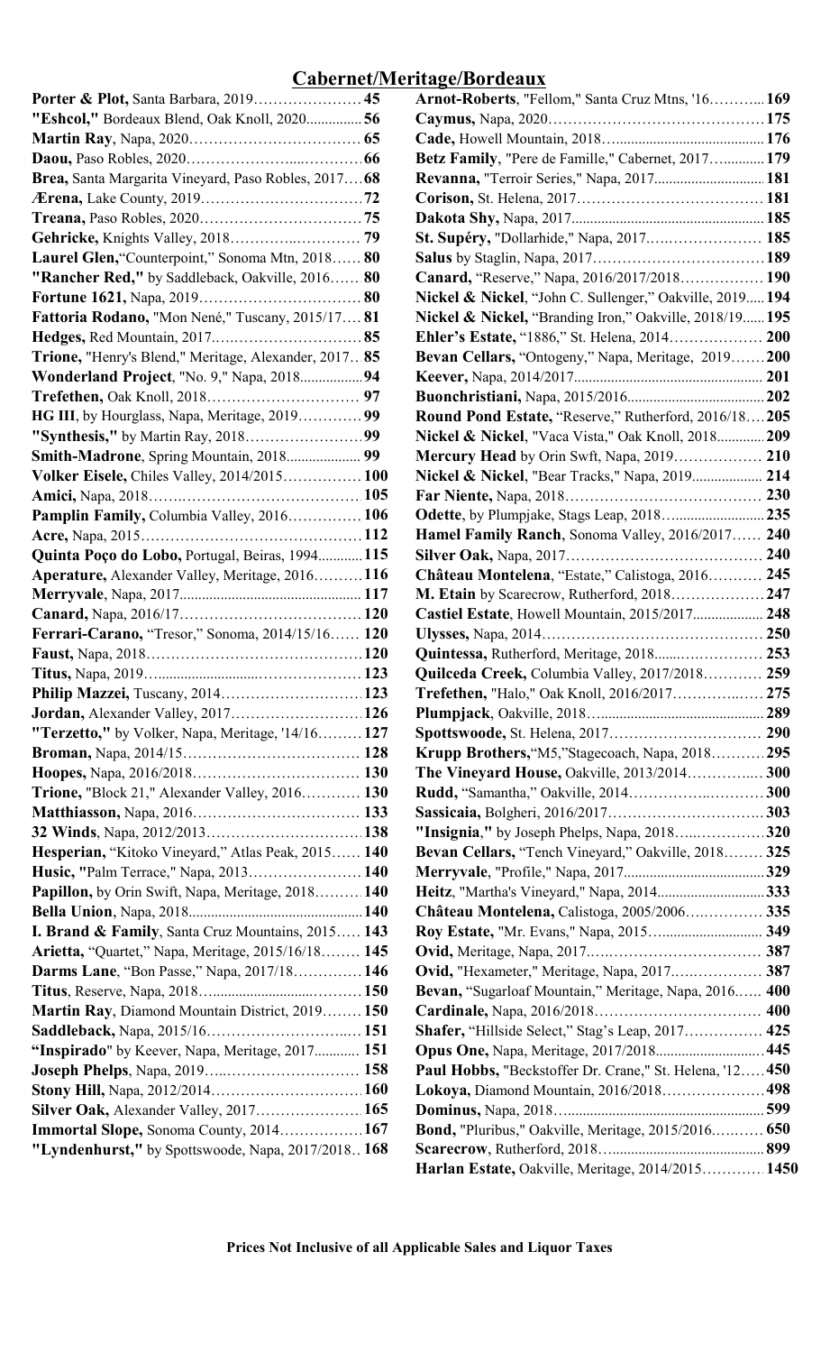## Cabernet/Meritage/Bordeaux

**Porter & Plot,** Santa Barbara, 2019 **45**
**"Eshcol,"** Bordeaux Blend, Oak Knoll, 2020 **56**
**Martin Ray**, Napa, 2020 **65**
**Daou,** Paso Robles, 2020 **66**
**Brea,** Santa Margarita Vineyard, Paso Robles, 2017 **68**
**Ærena,** Lake County, 2019 **72**
**Treana,** Paso Robles, 2020 **75**
**Gehricke,** Knights Valley, 2018 **79**
**Laurel Glen,** "Counterpoint," Sonoma Mtn, 2018 **80**
**"Rancher Red,"** by Saddleback, Oakville, 2016 **80**
**Fortune 1621,** Napa, 2019 **80**
**Fattoria Rodano,** "Mon Nené," Tuscany, 2015/17 **81**
**Hedges,** Red Mountain, 2017 **85**
**Trione,** "Henry's Blend," Meritage, Alexander, 2017 **85**
**Wonderland Project**, "No. 9," Napa, 2018 **94**
**Trefethen,** Oak Knoll, 2018 **97**
**HG III**, by Hourglass, Napa, Meritage, 2019 **99**
**"Synthesis,"** by Martin Ray, 2018 **99**
**Smith-Madrone**, Spring Mountain, 2018 **99**
**Volker Eisele,** Chiles Valley, 2014/2015 **100**
**Amici,** Napa, 2018 **105**
**Pamplin Family,** Columbia Valley, 2016 **106**
**Acre,** Napa, 2015 **112**
**Quinta Poço do Lobo,** Portugal, Beiras, 1994 **115**
**Aperature,** Alexander Valley, Meritage, 2016 **116**
**Merryvale**, Napa, 2017 **117**
**Canard,** Napa, 2016/17 **120**
**Ferrari-Carano,** "Tresor," Sonoma, 2014/15/16 **120**
**Faust,** Napa, 2018 **120**
**Titus,** Napa, 2019 **123**
**Philip Mazzei,** Tuscany, 2014 **123**
**Jordan,** Alexander Valley, 2017 **126**
**"Terzetto,"** by Volker, Napa, Meritage, '14/16 **127**
**Broman,** Napa, 2014/15 **128**
**Hoopes,** Napa, 2016/2018 **130**
**Trione,** "Block 21," Alexander Valley, 2016 **130**
**Matthiasson,** Napa, 2016 **133**
**32 Winds**, Napa, 2012/2013 **138**
**Hesperian,** "Kitoko Vineyard," Atlas Peak, 2015 **140**
**Music,** "Palm Terrace," Napa, 2013 **140**
**Papillon,** by Orin Swift, Napa, Meritage, 2018 **140**
**Bella Union**, Napa, 2018 **140**
**I. Brand & Family**, Santa Cruz Mountains, 2015 **143**
**Arietta,** "Quartet," Napa, Meritage, 2015/16/18 **145**
**Darms Lane**, "Bon Passe," Napa, 2017/18 **146**
**Titus**, Reserve, Napa, 2018 **150**
**Martin Ray**, Diamond Mountain District, 2019 **150**
**Saddleback,** Napa, 2015/16 **151**
**"Inspirado"** by Keever, Napa, Meritage, 2017 **151**
**Joseph Phelps**, Napa, 2019 **158**
**Stony Hill,** Napa, 2012/2014 **160**
**Silver Oak,** Alexander Valley, 2017 **165**
**Immortal Slope,** Sonoma County, 2014 **167**
**"Lyndenhurst,"** by Spottswoode, Napa, 2017/2018 **168**
**Arnot-Roberts**, "Fellom," Santa Cruz Mtns, '16 **169**
**Caymus,** Napa, 2020 **175**
**Cade,** Howell Mountain, 2018 **176**
**Betz Family**, "Pere de Famille," Cabernet, 2017 **179**
**Revanna,** "Terroir Series," Napa, 2017 **181**
**Corison,** St. Helena, 2017 **181**
**Dakota Shy,** Napa, 2017 **185**
**St. Supéry,** "Dollarhide," Napa, 2017 **185**
**Salus** by Staglin, Napa, 2017 **189**
**Canard,** "Reserve," Napa, 2016/2017/2018 **190**
**Nickel & Nickel**, "John C. Sullenger," Oakville, 2019 **194**
**Nickel & Nickel,** "Branding Iron," Oakville, 2018/19 **195**
**Ehler's Estate,** "1886," St. Helena, 2014 **200**
**Bevan Cellars,** "Ontogeny," Napa, Meritage, 2019 **200**
**Keever,** Napa, 2014/2017 **201**
**Buonchristiani,** Napa, 2015/2016 **202**
**Round Pond Estate,** "Reserve," Rutherford, 2016/18 **205**
**Nickel & Nickel**, "Vaca Vista," Oak Knoll, 2018 **209**
**Mercury Head** by Orin Swft, Napa, 2019 **210**
**Nickel & Nickel**, "Bear Tracks," Napa, 2019 **214**
**Far Niente,** Napa, 2018 **230**
**Odette**, by Plumpjake, Stags Leap, 2018 **235**
**Hamel Family Ranch**, Sonoma Valley, 2016/2017 **240**
**Silver Oak,** Napa, 2017 **240**
**Château Montelena**, "Estate," Calistoga, 2016 **245**
**M. Etain** by Scarecrow, Rutherford, 2018 **247**
**Castiel Estate**, Howell Mountain, 2015/2017 **248**
**Ulysses,** Napa, 2014 **250**
**Quintessa,** Rutherford, Meritage, 2018 **253**
**Quilceda Creek,** Columbia Valley, 2017/2018 **259**
**Trefethen,** "Halo," Oak Knoll, 2016/2017 **275**
**Plumpjack**, Oakville, 2018 **289**
**Spottswoode,** St. Helena, 2017 **290**
**Krupp Brothers,** "M5," Stagecoach, Napa, 2018 **295**
**The Vineyard House,** Oakville, 2013/2014 **300**
**Rudd,** "Samantha," Oakville, 2014 **300**
**Sassicaia,** Bolgheri, 2016/2017 **303**
**"Insignia,"** by Joseph Phelps, Napa, 2018 **320**
**Bevan Cellars,** "Tench Vineyard," Oakville, 2018 **325**
**Merryvale**, "Profile," Napa, 2017 **329**
**Heitz**, "Martha's Vineyard," Napa, 2014 **333**
**Château Montelena,** Calistoga, 2005/2006 **335**
**Roy Estate,** "Mr. Evans," Napa, 2015 **349**
**Ovid,** Meritage, Napa, 2017 **387**
**Ovid,** "Hexameter," Meritage, Napa, 2017 **387**
**Bevan,** "Sugarloaf Mountain," Meritage, Napa, 2016 **400**
**Cardinale,** Napa, 2016/2018 **400**
**Shafer,** "Hillside Select," Stag's Leap, 2017 **425**
**Opus One,** Napa, Meritage, 2017/2018 **445**
**Paul Hobbs,** "Beckstoffer Dr. Crane," St. Helena, '12 **450**
**Lokoya,** Diamond Mountain, 2016/2018 **498**
**Dominus,** Napa, 2018 **599**
**Bond,** "Pluribus," Oakville, Meritage, 2015/2016 **650**
**Scarecrow**, Rutherford, 2018 **899**
**Harlan Estate,** Oakville, Meritage, 2014/2015 **1450**

**Prices Not Inclusive of all Applicable Sales and Liquor Taxes**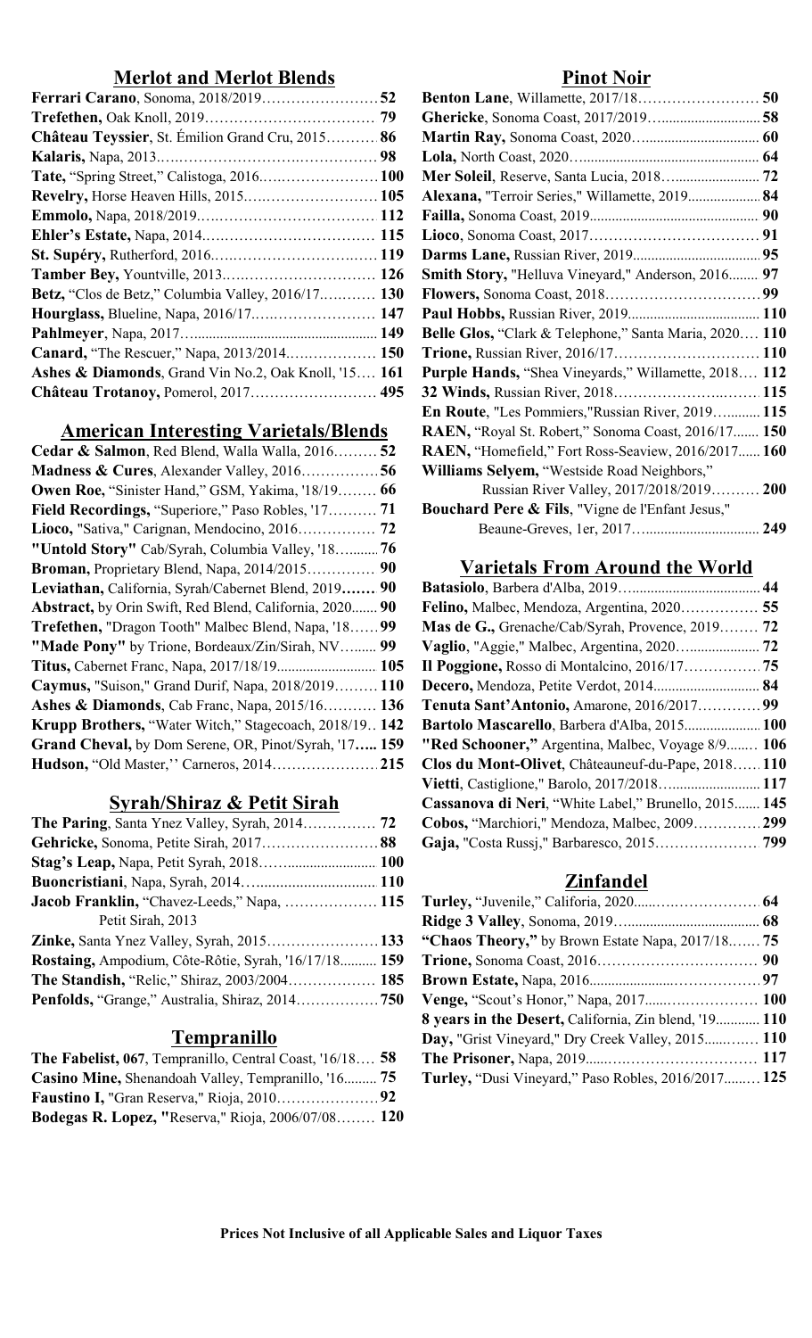## Merlot and Merlot Blends

**Ferrari Carano**, Sonoma, 2018/2019 ........ **52**
**Trefethen,** Oak Knoll, 2019 ........ **79**
**Château Teyssier**, St. Émilion Grand Cru, 2015 ........ **86**
**Kalaris,** Napa, 2013 ........ **98**
**Tate,** "Spring Street," Calistoga, 2016 ........ **100**
**Revelry,** Horse Heaven Hills, 2015 ........ **105**
**Emmolo,** Napa, 2018/2019 ........ **112**
**Ehler's Estate,** Napa, 2014 ........ **115**
**St. Supéry,** Rutherford, 2016 ........ **119**
**Tamber Bey,** Yountville, 2013 ........ **126**
**Betz,** "Clos de Betz," Columbia Valley, 2016/17 ........ **130**
**Hourglass,** Blueline, Napa, 2016/17 ........ **147**
**Pahlmeyer**, Napa, 2017 ........ **149**
**Canard,** "The Rescuer," Napa, 2013/2014 ........ **150**
**Ashes & Diamonds**, Grand Vin No.2, Oak Knoll, '15 ........ **161**
**Château Trotanoy,** Pomerol, 2017 ........ **495**

## American Interesting Varietals/Blends

**Cedar & Salmon**, Red Blend, Walla Walla, 2016 ........ **52**
**Madness & Cures**, Alexander Valley, 2016 ........ **56**
**Owen Roe,** "Sinister Hand," GSM, Yakima, '18/19 ........ **66**
**Field Recordings,** "Superiore," Paso Robles, '17 ........ **71**
**Lioco,** "Sativa," Carignan, Mendocino, 2016 ........ **72**
**"Untold Story"** Cab/Syrah, Columbia Valley, '18 ........ **76**
**Broman,** Proprietary Blend, Napa, 2014/2015 ........ **90**
**Leviathan,** California, Syrah/Cabernet Blend, 2019 ........ **90**
**Abstract,** by Orin Swift, Red Blend, California, 2020 ........ **90**
**Trefethen,** "Dragon Tooth" Malbec Blend, Napa, '18 ........ **99**
**"Made Pony"** by Trione, Bordeaux/Zin/Sirah, NV ........ **99**
**Titus,** Cabernet Franc, Napa, 2017/18/19 ........ **105**
**Caymus,** "Suison," Grand Durif, Napa, 2018/2019 ........ **110**
**Ashes & Diamonds**, Cab Franc, Napa, 2015/16 ........ **136**
**Krupp Brothers,** "Water Witch," Stagecoach, 2018/19 ........ **142**
**Grand Cheval,** by Dom Serene, OR, Pinot/Syrah, '17 ........ **159**
**Hudson,** "Old Master,'' Carneros, 2014 ........ **215**

## Syrah/Shiraz & Petit Sirah

**The Paring**, Santa Ynez Valley, Syrah, 2014 ........ **72**
**Gehricke,** Sonoma, Petite Sirah, 2017 ........ **88**
**Stag's Leap,** Napa, Petit Syrah, 2018 ........ **100**
**Buoncristiani**, Napa, Syrah, 2014 ........ **110**
**Jacob Franklin,** "Chavez-Leeds," Napa, Petit Sirah, 2013 ........ **115**
**Zinke,** Santa Ynez Valley, Syrah, 2015 ........ **133**
**Rostaing,** Ampodium, Côte-Rôtie, Syrah, '16/17/18 ........ **159**
**The Standish,** "Relic," Shiraz, 2003/2004 ........ **185**
**Penfolds,** "Grange," Australia, Shiraz, 2014 ........ **750**

## Tempranillo

**The Fabelist, 067**, Tempranillo, Central Coast, '16/18 ........ **58**
**Casino Mine,** Shenandoah Valley, Tempranillo, '16 ........ **75**
**Faustino I,** "Gran Reserva," Rioja, 2010 ........ **92**
**Bodegas R. Lopez, "**Reserva," Rioja, 2006/07/08 ........ **120**

## Pinot Noir

**Benton Lane**, Willamette, 2017/18 ........ **50**
**Ghericke**, Sonoma Coast, 2017/2019 ........ **58**
**Martin Ray,** Sonoma Coast, 2020 ........ **60**
**Lola,** North Coast, 2020 ........ **64**
**Mer Soleil**, Reserve, Santa Lucia, 2018 ........ **72**
**Alexana,** "Terroir Series," Willamette, 2019 ........ **84**
**Failla,** Sonoma Coast, 2019 ........ **90**
**Lioco**, Sonoma Coast, 2017 ........ **91**
**Darms Lane,** Russian River, 2019 ........ **95**
**Smith Story,** "Helluva Vineyard," Anderson, 2016 ........ **97**
**Flowers,** Sonoma Coast, 2018 ........ **99**
**Paul Hobbs,** Russian River, 2019 ........ **110**
**Belle Glos,** "Clark & Telephone," Santa Maria, 2020 ........ **110**
**Trione,** Russian River, 2016/17 ........ **110**
**Purple Hands,** "Shea Vineyards," Willamette, 2018 ........ **112**
**32 Winds,** Russian River, 2018 ........ **115**
**En Route**, "Les Pommiers,"Russian River, 2019 ........ **115**
**RAEN,** "Royal St. Robert," Sonoma Coast, 2016/17 ........ **150**
**RAEN,** "Homefield," Fort Ross-Seaview, 2016/2017 ........ **160**
**Williams Selyem,** "Westside Road Neighbors," Russian River Valley, 2017/2018/2019 ........ **200**
**Bouchard Pere & Fils**, "Vigne de l'Enfant Jesus," Beaune-Greves, 1er, 2017 ........ **249**

## Varietals From Around the World

**Batasiolo**, Barbera d'Alba, 2019 ........ **44**
**Felino,** Malbec, Mendoza, Argentina, 2020 ........ **55**
**Mas de G.,** Grenache/Cab/Syrah, Provence, 2019 ........ **72**
**Vaglio**, "Aggie," Malbec, Argentina, 2020 ........ **72**
**Il Poggione,** Rosso di Montalcino, 2016/17 ........ **75**
**Decero,** Mendoza, Petite Verdot, 2014 ........ **84**
**Tenuta Sant'Antonio,** Amarone, 2016/2017 ........ **99**
**Bartolo Mascarello**, Barbera d'Alba, 2015 ........ **100**
**"Red Schooner,"** Argentina, Malbec, Voyage 8/9 ........ **106**
**Clos du Mont-Olivet**, Châteauneuf-du-Pape, 2018 ........ **110**
**Vietti**, Castiglione," Barolo, 2017/2018 ........ **117**
**Cassanova di Neri**, "White Label," Brunello, 2015 ........ **145**
**Cobos,** "Marchiori," Mendoza, Malbec, 2009 ........ **299**
**Gaja,** "Costa Russj," Barbaresco, 2015 ........ **799**

## Zinfandel

**Turley,** "Juvenile," California, 2020 ........ **64**
**Ridge 3 Valley**, Sonoma, 2019 ........ **68**
**"Chaos Theory,"** by Brown Estate Napa, 2017/18 ........ **75**
**Trione,** Sonoma Coast, 2016 ........ **90**
**Brown Estate,** Napa, 2016 ........ **97**
**Venge,** "Scout's Honor," Napa, 2017 ........ **100**
**8 years in the Desert,** California, Zin blend, '19 ........ **110**
**Day,** "Grist Vineyard," Dry Creek Valley, 2015 ........ **110**
**The Prisoner,** Napa, 2019 ........ **117**
**Turley,** "Dusi Vineyard," Paso Robles, 2016/2017 ........ **125**

**Prices Not Inclusive of all Applicable Sales and Liquor Taxes**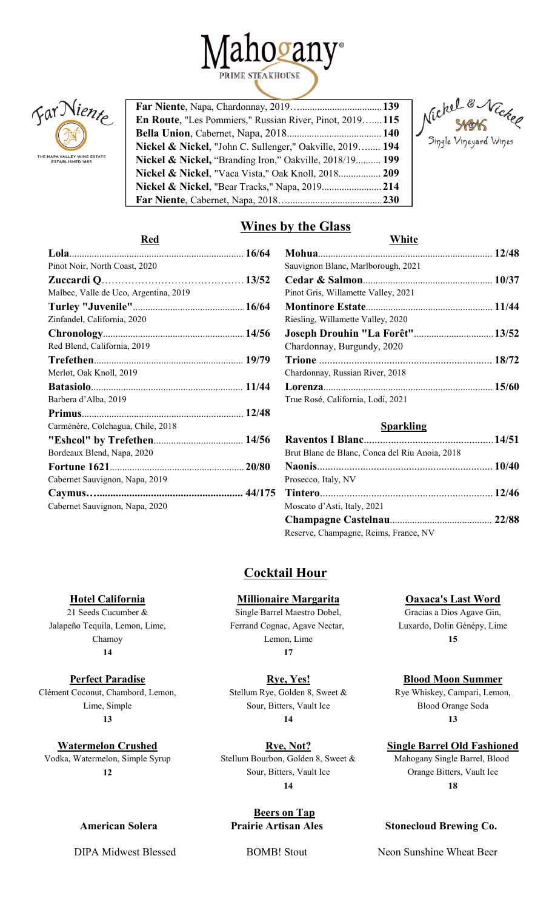# Mahogany

PRIME STEAKHOUSE

Far Niente

THE NAPA VALLEY WINE ESTATE ESTABLISHED 1885

| | |
|---|---|
| **Far Niente**, Napa, Chardonnay, 2019 | **139** |
| **En Route**, "Les Pommiers," Russian River, Pinot, 2019 | **115** |
| **Bella Union**, Cabernet, Napa, 2018 | **140** |
| **Nickel & Nickel**, "John C. Sullenger," Oakville, 2019 | **194** |
| **Nickel & Nickel**, "Branding Iron," Oakville, 2018/19 | **199** |
| **Nickel & Nickel**, "Vaca Vista," Oak Knoll, 2018 | **209** |
| **Nickel & Nickel**, "Bear Tracks," Napa, 2019 | **214** |
| **Far Niente**, Cabernet, Napa, 2018 | **230** |

Nickel & Nickel

Single Vineyard Wines

## Wines by the Glass

### Red

**Lola** ... **16/64**
Pinot Noir, North Coast, 2020

**Zuccardi Q** ... **13/52**
Malbec, Valle de Uco, Argentina, 2019

**Turley "Juvenile"** ... **16/64**
Zinfandel, California, 2020

**Chronology** ... **14/56**
Red Blend, California, 2019

**Trefethen** ... **19/79**
Merlot, Oak Knoll, 2019

**Batasiolo** ... **11/44**
Barbera d'Alba, 2019

**Primus** ... **12/48**
Carménère, Colchagua, Chile, 2018

**"Eshcol" by Trefethen** ... **14/56**
Bordeaux Blend, Napa, 2020

**Fortune 1621** ... **20/80**
Cabernet Sauvignon, Napa, 2019

**Caymus** ... **44/175**
Cabernet Sauvignon, Napa, 2020

### White

**Mohua** ... **12/48**
Sauvignon Blanc, Marlborough, 2021

**Cedar & Salmon** ... **10/37**
Pinot Gris, Willamette Valley, 2021

**Montinore Estate** ... **11/44**
Riesling, Willamette Valley, 2020

**Joseph Drouhin "La Forêt"** ... **13/52**
Chardonnay, Burgundy, 2020

**Trione** ... **18/72**
Chardonnay, Russian River, 2018

**Lorenza** ... **15/60**
True Rosé, California, Lodi, 2021

### Sparkling

**Raventos I Blanc** ... **14/51**
Brut Blanc de Blanc, Conca del Riu Anoia, 2018

**Naonis** ... **10/40**
Prosecco, Italy, NV

**Tintero** ... **12/46**
Moscato d'Asti, Italy, 2021

**Champagne Castelnau** ... **22/88**
Reserve, Champagne, Reims, France, NV

## Cocktail Hour

**Hotel California**
21 Seeds Cucumber & Jalapeño Tequila, Lemon, Lime, Chamoy
**14**

**Millionaire Margarita**
Single Barrel Maestro Dobel, Ferrand Cognac, Agave Nectar, Lemon, Lime
**17**

**Oaxaca's Last Word**
Gracias a Dios Agave Gin, Luxardo, Dolin Génépy, Lime
**15**

**Perfect Paradise**
Clément Coconut, Chambord, Lemon, Lime, Simple
**13**

**Rye, Yes!**
Stellum Rye, Golden 8, Sweet & Sour, Bitters, Vault Ice
**14**

**Blood Moon Summer**
Rye Whiskey, Campari, Lemon, Blood Orange Soda
**13**

**Watermelon Crushed**
Vodka, Watermelon, Simple Syrup
**12**

**Rye, Not?**
Stellum Bourbon, Golden 8, Sweet & Sour, Bitters, Vault Ice
**14**

**Single Barrel Old Fashioned**
Mahogany Single Barrel, Blood Orange Bitters, Vault Ice
**18**

## Beers on Tap

**American Solera**
DIPA Midwest Blessed

**Prairie Artisan Ales**
BOMB! Stout

**Stonecloud Brewing Co.**
Neon Sunshine Wheat Beer